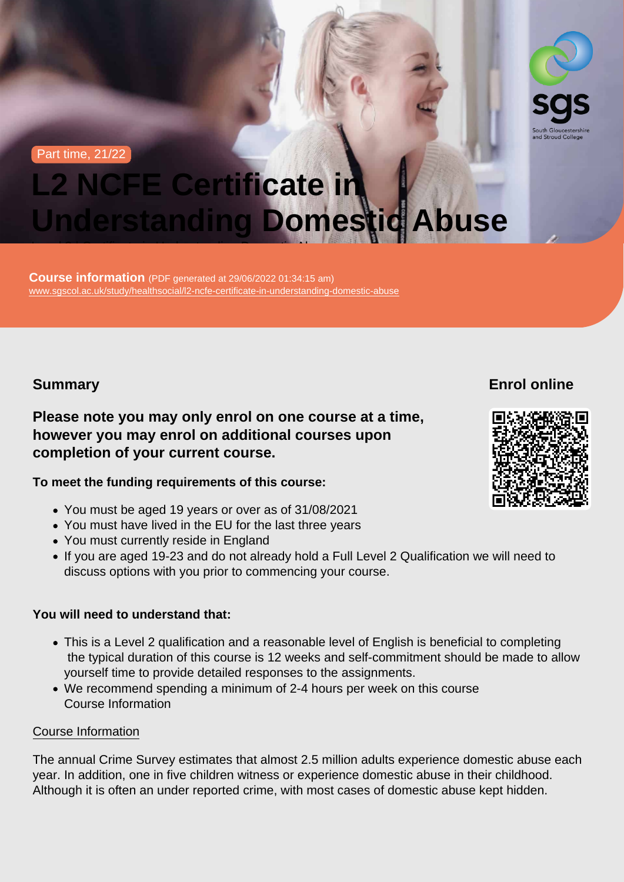Part time, 21/22

# L2 NCFE Certificate in Understanding Domestic Abuse

**Course information** (PDF generated at 29/06/2022 01:34:15 am)
www.sgscol.ac.uk/study/healthsocial/l2-ncfe-certificate-in-understanding-domestic-abuse

## Summary

## Enrol online

**Please note you may only enrol on one course at a time, however you may enrol on additional courses upon completion of your current course.**

**To meet the funding requirements of this course:**

- You must be aged 19 years or over as of 31/08/2021
- You must have lived in the EU for the last three years
- You must currently reside in England
- If you are aged 19-23 and do not already hold a Full Level 2 Qualification we will need to discuss options with you prior to commencing your course.

**You will need to understand that:**

- This is a Level 2 qualification and a reasonable level of English is beneficial to completing the typical duration of this course is 12 weeks and self-commitment should be made to allow yourself time to provide detailed responses to the assignments.
- We recommend spending a minimum of 2-4 hours per week on this course
  Course Information

Course Information

The annual Crime Survey estimates that almost 2.5 million adults experience domestic abuse each year. In addition, one in five children witness or experience domestic abuse in their childhood. Although it is often an under reported crime, with most cases of domestic abuse kept hidden.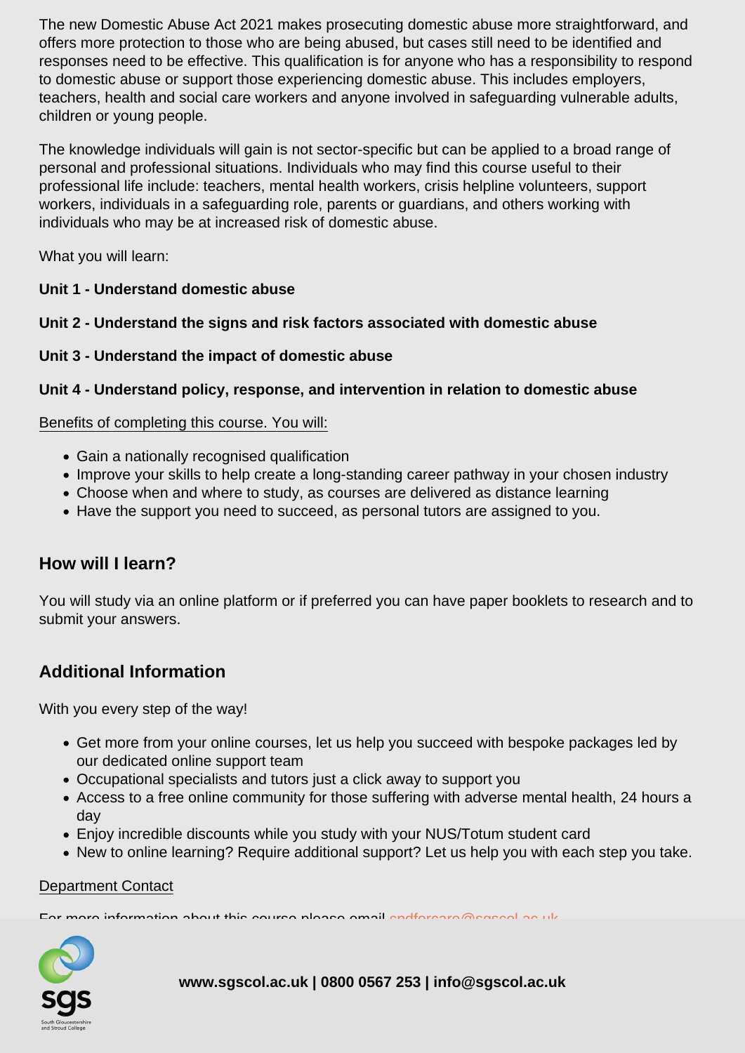The new Domestic Abuse Act 2021 makes prosecuting domestic abuse more straightforward, and offers more protection to those who are being abused, but cases still need to be identified and responses need to be effective. This qualification is for anyone who has a responsibility to respond to domestic abuse or support those experiencing domestic abuse. This includes employers, teachers, health and social care workers and anyone involved in safeguarding vulnerable adults, children or young people.

The knowledge individuals will gain is not sector-specific but can be applied to a broad range of personal and professional situations. Individuals who may find this course useful to their professional life include: teachers, mental health workers, crisis helpline volunteers, support workers, individuals in a safeguarding role, parents or guardians, and others working with individuals who may be at increased risk of domestic abuse.

What you will learn:

**Unit 1 - Understand domestic abuse**

**Unit 2 - Understand the signs and risk factors associated with domestic abuse**

**Unit 3 - Understand the impact of domestic abuse**

**Unit 4 - Understand policy, response, and intervention in relation to domestic abuse**

Benefits of completing this course. You will:

- Gain a nationally recognised qualification
- Improve your skills to help create a long-standing career pathway in your chosen industry
- Choose when and where to study, as courses are delivered as distance learning
- Have the support you need to succeed, as personal tutors are assigned to you.

## How will I learn?

You will study via an online platform or if preferred you can have paper booklets to research and to submit your answers.

## Additional Information

With you every step of the way!

- Get more from your online courses, let us help you succeed with bespoke packages led by our dedicated online support team
- Occupational specialists and tutors just a click away to support you
- Access to a free online community for those suffering with adverse mental health, 24 hours a day
- Enjoy incredible discounts while you study with your NUS/Totum student card
- New to online learning? Require additional support? Let us help you with each step you take.

Department Contact

For more information about this course please email cpdforcare@sgscol.ac.uk